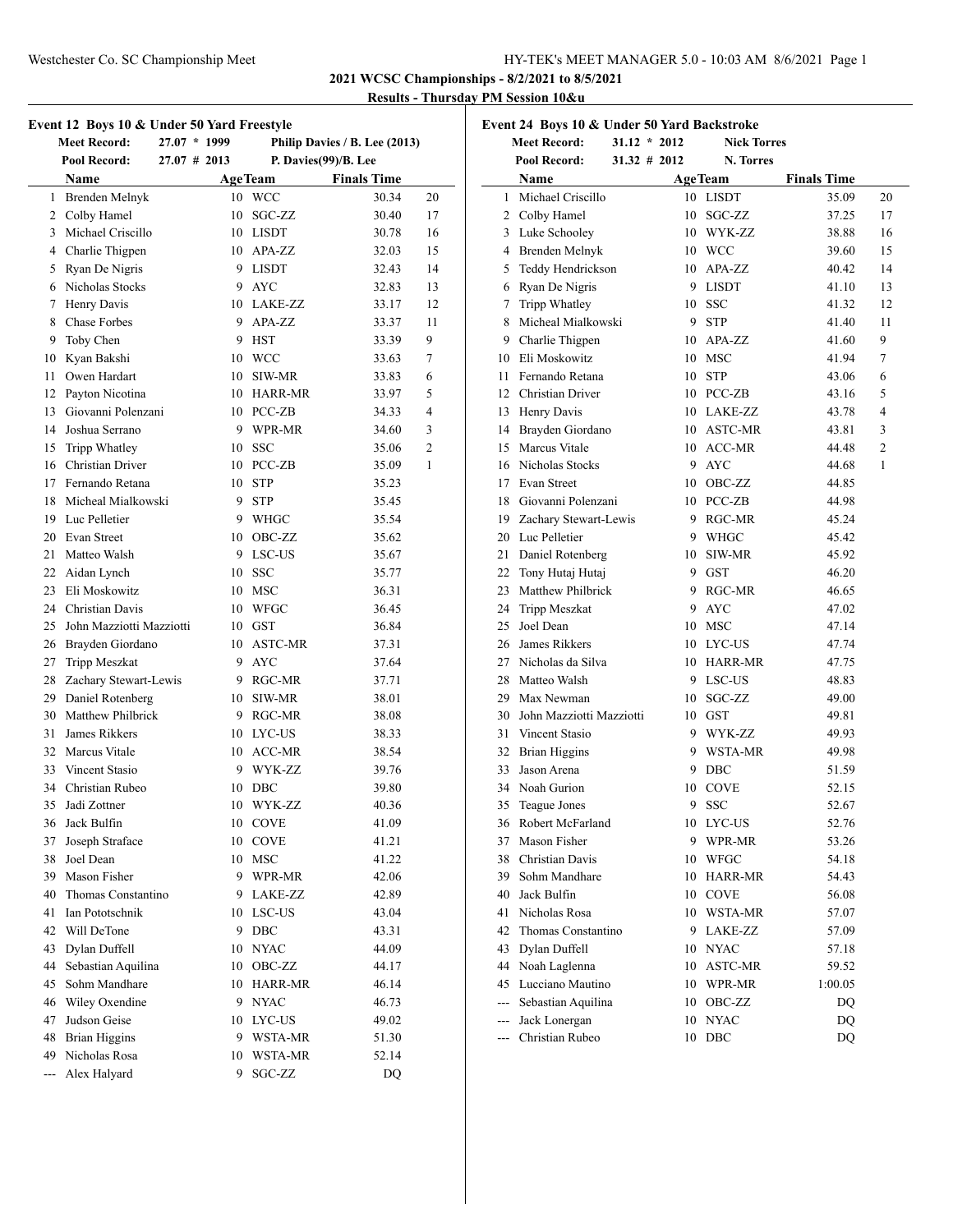## 2021 WCSC Championships - 8/2/2021 to 8/5/2021

### Results - Thursday PM Session 10&u

### Event 12 Boys 10 & Under 50 Yard Freestyle

**Meet Record:** 27.07 * 1999 Philip Davies / B. Lee (2013)
**Pool Record:** 27.07 # 2013 P. Davies(99)/B. Lee

| | Name | Age | Team | Finals Time | |
|---|---|---|---|---|---|
| 1 | Brenden Melnyk | 10 | WCC | 30.34 | 20 |
| 2 | Colby Hamel | 10 | SGC-ZZ | 30.40 | 17 |
| 3 | Michael Criscillo | 10 | LISDT | 30.78 | 16 |
| 4 | Charlie Thigpen | 10 | APA-ZZ | 32.03 | 15 |
| 5 | Ryan De Nigris | 9 | LISDT | 32.43 | 14 |
| 6 | Nicholas Stocks | 9 | AYC | 32.83 | 13 |
| 7 | Henry Davis | 10 | LAKE-ZZ | 33.17 | 12 |
| 8 | Chase Forbes | 9 | APA-ZZ | 33.37 | 11 |
| 9 | Toby Chen | 9 | HST | 33.39 | 9 |
| 10 | Kyan Bakshi | 10 | WCC | 33.63 | 7 |
| 11 | Owen Hardart | 10 | SIW-MR | 33.83 | 6 |
| 12 | Payton Nicotina | 10 | HARR-MR | 33.97 | 5 |
| 13 | Giovanni Polenzani | 10 | PCC-ZB | 34.33 | 4 |
| 14 | Joshua Serrano | 9 | WPR-MR | 34.60 | 3 |
| 15 | Tripp Whatley | 10 | SSC | 35.06 | 2 |
| 16 | Christian Driver | 10 | PCC-ZB | 35.09 | 1 |
| 17 | Fernando Retana | 10 | STP | 35.23 | |
| 18 | Micheal Mialkowski | 9 | STP | 35.45 | |
| 19 | Luc Pelletier | 9 | WHGC | 35.54 | |
| 20 | Evan Street | 10 | OBC-ZZ | 35.62 | |
| 21 | Matteo Walsh | 9 | LSC-US | 35.67 | |
| 22 | Aidan Lynch | 10 | SSC | 35.77 | |
| 23 | Eli Moskowitz | 10 | MSC | 36.31 | |
| 24 | Christian Davis | 10 | WFGC | 36.45 | |
| 25 | John Mazziotti Mazziotti | 10 | GST | 36.84 | |
| 26 | Brayden Giordano | 10 | ASTC-MR | 37.31 | |
| 27 | Tripp Meszkat | 9 | AYC | 37.64 | |
| 28 | Zachary Stewart-Lewis | 9 | RGC-MR | 37.71 | |
| 29 | Daniel Rotenberg | 10 | SIW-MR | 38.01 | |
| 30 | Matthew Philbrick | 9 | RGC-MR | 38.08 | |
| 31 | James Rikkers | 10 | LYC-US | 38.33 | |
| 32 | Marcus Vitale | 10 | ACC-MR | 38.54 | |
| 33 | Vincent Stasio | 9 | WYK-ZZ | 39.76 | |
| 34 | Christian Rubeo | 10 | DBC | 39.80 | |
| 35 | Jadi Zottner | 10 | WYK-ZZ | 40.36 | |
| 36 | Jack Bulfin | 10 | COVE | 41.09 | |
| 37 | Joseph Straface | 10 | COVE | 41.21 | |
| 38 | Joel Dean | 10 | MSC | 41.22 | |
| 39 | Mason Fisher | 9 | WPR-MR | 42.06 | |
| 40 | Thomas Constantino | 9 | LAKE-ZZ | 42.89 | |
| 41 | Ian Pototschnik | 10 | LSC-US | 43.04 | |
| 42 | Will DeTone | 9 | DBC | 43.31 | |
| 43 | Dylan Duffell | 10 | NYAC | 44.09 | |
| 44 | Sebastian Aquilina | 10 | OBC-ZZ | 44.17 | |
| 45 | Sohm Mandhare | 10 | HARR-MR | 46.14 | |
| 46 | Wiley Oxendine | 9 | NYAC | 46.73 | |
| 47 | Judson Geise | 10 | LYC-US | 49.02 | |
| 48 | Brian Higgins | 9 | WSTA-MR | 51.30 | |
| 49 | Nicholas Rosa | 10 | WSTA-MR | 52.14 | |
| --- | Alex Halyard | 9 | SGC-ZZ | DQ | |

### Event 24 Boys 10 & Under 50 Yard Backstroke

**Meet Record:** 31.12 * 2012 Nick Torres
**Pool Record:** 31.32 # 2012 N. Torres

| | Name | Age | Team | Finals Time | |
|---|---|---|---|---|---|
| 1 | Michael Criscillo | 10 | LISDT | 35.09 | 20 |
| 2 | Colby Hamel | 10 | SGC-ZZ | 37.25 | 17 |
| 3 | Luke Schooley | 10 | WYK-ZZ | 38.88 | 16 |
| 4 | Brenden Melnyk | 10 | WCC | 39.60 | 15 |
| 5 | Teddy Hendrickson | 10 | APA-ZZ | 40.42 | 14 |
| 6 | Ryan De Nigris | 9 | LISDT | 41.10 | 13 |
| 7 | Tripp Whatley | 10 | SSC | 41.32 | 12 |
| 8 | Micheal Mialkowski | 9 | STP | 41.40 | 11 |
| 9 | Charlie Thigpen | 10 | APA-ZZ | 41.60 | 9 |
| 10 | Eli Moskowitz | 10 | MSC | 41.94 | 7 |
| 11 | Fernando Retana | 10 | STP | 43.06 | 6 |
| 12 | Christian Driver | 10 | PCC-ZB | 43.16 | 5 |
| 13 | Henry Davis | 10 | LAKE-ZZ | 43.78 | 4 |
| 14 | Brayden Giordano | 10 | ASTC-MR | 43.81 | 3 |
| 15 | Marcus Vitale | 10 | ACC-MR | 44.48 | 2 |
| 16 | Nicholas Stocks | 9 | AYC | 44.68 | 1 |
| 17 | Evan Street | 10 | OBC-ZZ | 44.85 | |
| 18 | Giovanni Polenzani | 10 | PCC-ZB | 44.98 | |
| 19 | Zachary Stewart-Lewis | 9 | RGC-MR | 45.24 | |
| 20 | Luc Pelletier | 9 | WHGC | 45.42 | |
| 21 | Daniel Rotenberg | 10 | SIW-MR | 45.92 | |
| 22 | Tony Hutaj Hutaj | 9 | GST | 46.20 | |
| 23 | Matthew Philbrick | 9 | RGC-MR | 46.65 | |
| 24 | Tripp Meszkat | 9 | AYC | 47.02 | |
| 25 | Joel Dean | 10 | MSC | 47.14 | |
| 26 | James Rikkers | 10 | LYC-US | 47.74 | |
| 27 | Nicholas da Silva | 10 | HARR-MR | 47.75 | |
| 28 | Matteo Walsh | 9 | LSC-US | 48.83 | |
| 29 | Max Newman | 10 | SGC-ZZ | 49.00 | |
| 30 | John Mazziotti Mazziotti | 10 | GST | 49.81 | |
| 31 | Vincent Stasio | 9 | WYK-ZZ | 49.93 | |
| 32 | Brian Higgins | 9 | WSTA-MR | 49.98 | |
| 33 | Jason Arena | 9 | DBC | 51.59 | |
| 34 | Noah Gurion | 10 | COVE | 52.15 | |
| 35 | Teague Jones | 9 | SSC | 52.67 | |
| 36 | Robert McFarland | 10 | LYC-US | 52.76 | |
| 37 | Mason Fisher | 9 | WPR-MR | 53.26 | |
| 38 | Christian Davis | 10 | WFGC | 54.18 | |
| 39 | Sohm Mandhare | 10 | HARR-MR | 54.43 | |
| 40 | Jack Bulfin | 10 | COVE | 56.08 | |
| 41 | Nicholas Rosa | 10 | WSTA-MR | 57.07 | |
| 42 | Thomas Constantino | 9 | LAKE-ZZ | 57.09 | |
| 43 | Dylan Duffell | 10 | NYAC | 57.18 | |
| 44 | Noah Laglenna | 10 | ASTC-MR | 59.52 | |
| 45 | Lucciano Mautino | 10 | WPR-MR | 1:00.05 | |
| --- | Sebastian Aquilina | 10 | OBC-ZZ | DQ | |
| --- | Jack Lonergan | 10 | NYAC | DQ | |
| --- | Christian Rubeo | 10 | DBC | DQ | |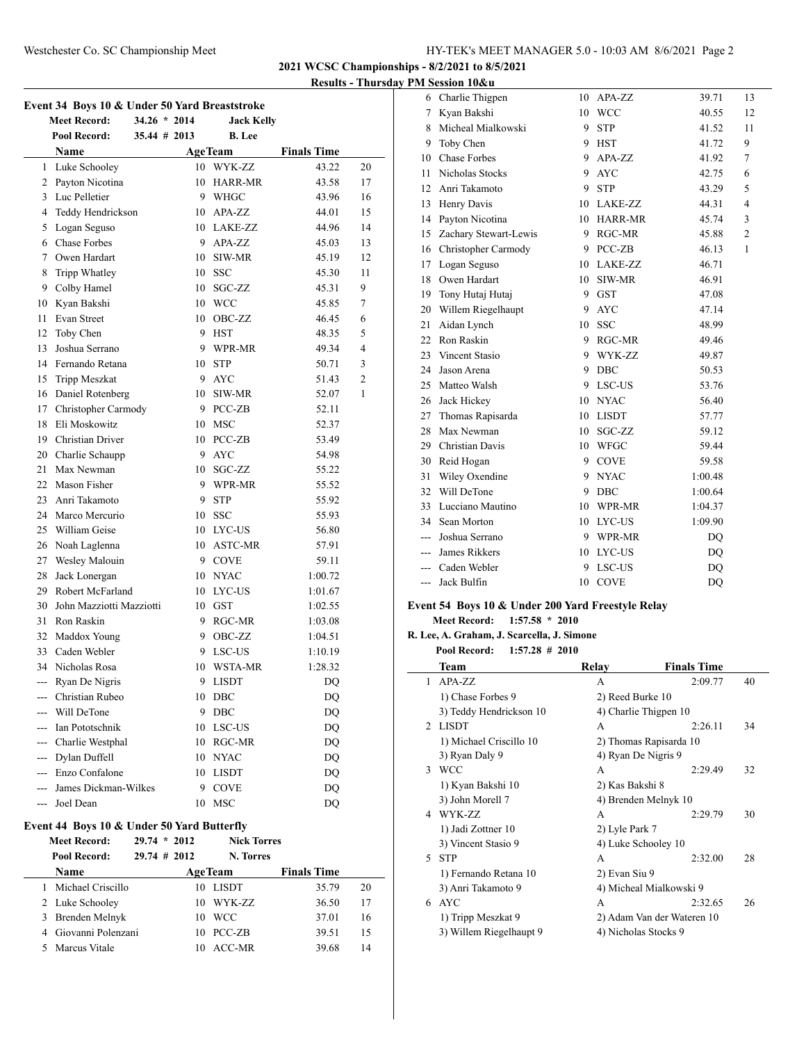## 2021 WCSC Championships - 8/2/2021 to 8/5/2021

### Results - Thursday PM Session 10&u

### Event 34 Boys 10 & Under 50 Yard Breaststroke

**Meet Record:** 34.26 * 2014 Jack Kelly
**Pool Record:** 35.44 # 2013 B. Lee

| | Name | Age | Team | Finals Time | |
|---|---|---|---|---|---|
| 1 | Luke Schooley | 10 | WYK-ZZ | 43.22 | 20 |
| 2 | Payton Nicotina | 10 | HARR-MR | 43.58 | 17 |
| 3 | Luc Pelletier | 9 | WHGC | 43.96 | 16 |
| 4 | Teddy Hendrickson | 10 | APA-ZZ | 44.01 | 15 |
| 5 | Logan Seguso | 10 | LAKE-ZZ | 44.96 | 14 |
| 6 | Chase Forbes | 9 | APA-ZZ | 45.03 | 13 |
| 7 | Owen Hardart | 10 | SIW-MR | 45.19 | 12 |
| 8 | Tripp Whatley | 10 | SSC | 45.30 | 11 |
| 9 | Colby Hamel | 10 | SGC-ZZ | 45.31 | 9 |
| 10 | Kyan Bakshi | 10 | WCC | 45.85 | 7 |
| 11 | Evan Street | 10 | OBC-ZZ | 46.45 | 6 |
| 12 | Toby Chen | 9 | HST | 48.35 | 5 |
| 13 | Joshua Serrano | 9 | WPR-MR | 49.34 | 4 |
| 14 | Fernando Retana | 10 | STP | 50.71 | 3 |
| 15 | Tripp Meszkat | 9 | AYC | 51.43 | 2 |
| 16 | Daniel Rotenberg | 10 | SIW-MR | 52.07 | 1 |
| 17 | Christopher Carmody | 9 | PCC-ZB | 52.11 | |
| 18 | Eli Moskowitz | 10 | MSC | 52.37 | |
| 19 | Christian Driver | 10 | PCC-ZB | 53.49 | |
| 20 | Charlie Schaupp | 9 | AYC | 54.98 | |
| 21 | Max Newman | 10 | SGC-ZZ | 55.22 | |
| 22 | Mason Fisher | 9 | WPR-MR | 55.52 | |
| 23 | Anri Takamoto | 9 | STP | 55.92 | |
| 24 | Marco Mercurio | 10 | SSC | 55.93 | |
| 25 | William Geise | 10 | LYC-US | 56.80 | |
| 26 | Noah Laglenna | 10 | ASTC-MR | 57.91 | |
| 27 | Wesley Malouin | 9 | COVE | 59.11 | |
| 28 | Jack Lonergan | 10 | NYAC | 1:00.72 | |
| 29 | Robert McFarland | 10 | LYC-US | 1:01.67 | |
| 30 | John Mazziotti Mazziotti | 10 | GST | 1:02.55 | |
| 31 | Ron Raskin | 9 | RGC-MR | 1:03.08 | |
| 32 | Maddox Young | 9 | OBC-ZZ | 1:04.51 | |
| 33 | Caden Webler | 9 | LSC-US | 1:10.19 | |
| 34 | Nicholas Rosa | 10 | WSTA-MR | 1:28.32 | |
| --- | Ryan De Nigris | 9 | LISDT | DQ | |
| --- | Christian Rubeo | 10 | DBC | DQ | |
| --- | Will DeTone | 9 | DBC | DQ | |
| --- | Ian Pototschnik | 10 | LSC-US | DQ | |
| --- | Charlie Westphal | 10 | RGC-MR | DQ | |
| --- | Dylan Duffell | 10 | NYAC | DQ | |
| --- | Enzo Confalone | 10 | LISDT | DQ | |
| --- | James Dickman-Wilkes | 9 | COVE | DQ | |
| --- | Joel Dean | 10 | MSC | DQ | |

### Event 44 Boys 10 & Under 50 Yard Butterfly

**Meet Record:** 29.74 * 2012 Nick Torres
**Pool Record:** 29.74 # 2012 N. Torres

| | Name | Age | Team | Finals Time | |
|---|---|---|---|---|---|
| 1 | Michael Criscillo | 10 | LISDT | 35.79 | 20 |
| 2 | Luke Schooley | 10 | WYK-ZZ | 36.50 | 17 |
| 3 | Brenden Melnyk | 10 | WCC | 37.01 | 16 |
| 4 | Giovanni Polenzani | 10 | PCC-ZB | 39.51 | 15 |
| 5 | Marcus Vitale | 10 | ACC-MR | 39.68 | 14 |
| 6 | Charlie Thigpen | 10 | APA-ZZ | 39.71 | 13 |
| 7 | Kyan Bakshi | 10 | WCC | 40.55 | 12 |
| 8 | Micheal Mialkowski | 9 | STP | 41.52 | 11 |
| 9 | Toby Chen | 9 | HST | 41.72 | 9 |
| 10 | Chase Forbes | 9 | APA-ZZ | 41.92 | 7 |
| 11 | Nicholas Stocks | 9 | AYC | 42.75 | 6 |
| 12 | Anri Takamoto | 9 | STP | 43.29 | 5 |
| 13 | Henry Davis | 10 | LAKE-ZZ | 44.31 | 4 |
| 14 | Payton Nicotina | 10 | HARR-MR | 45.74 | 3 |
| 15 | Zachary Stewart-Lewis | 9 | RGC-MR | 45.88 | 2 |
| 16 | Christopher Carmody | 9 | PCC-ZB | 46.13 | 1 |
| 17 | Logan Seguso | 10 | LAKE-ZZ | 46.71 | |
| 18 | Owen Hardart | 10 | SIW-MR | 46.91 | |
| 19 | Tony Hutaj Hutaj | 9 | GST | 47.08 | |
| 20 | Willem Riegelhaupt | 9 | AYC | 47.14 | |
| 21 | Aidan Lynch | 10 | SSC | 48.99 | |
| 22 | Ron Raskin | 9 | RGC-MR | 49.46 | |
| 23 | Vincent Stasio | 9 | WYK-ZZ | 49.87 | |
| 24 | Jason Arena | 9 | DBC | 50.53 | |
| 25 | Matteo Walsh | 9 | LSC-US | 53.76 | |
| 26 | Jack Hickey | 10 | NYAC | 56.40 | |
| 27 | Thomas Rapisarda | 10 | LISDT | 57.77 | |
| 28 | Max Newman | 10 | SGC-ZZ | 59.12 | |
| 29 | Christian Davis | 10 | WFGC | 59.44 | |
| 30 | Reid Hogan | 9 | COVE | 59.58 | |
| 31 | Wiley Oxendine | 9 | NYAC | 1:00.48 | |
| 32 | Will DeTone | 9 | DBC | 1:00.64 | |
| 33 | Lucciano Mautino | 10 | WPR-MR | 1:04.37 | |
| 34 | Sean Morton | 10 | LYC-US | 1:09.90 | |
| --- | Joshua Serrano | 9 | WPR-MR | DQ | |
| --- | James Rikkers | 10 | LYC-US | DQ | |
| --- | Caden Webler | 9 | LSC-US | DQ | |
| --- | Jack Bulfin | 10 | COVE | DQ | |

### Event 54 Boys 10 & Under 200 Yard Freestyle Relay

**Meet Record:** 1:57.58 * 2010
**R. Lee, A. Graham, J. Scarcella, J. Simone**
**Pool Record:** 1:57.28 # 2010

| | Team | Relay | Finals Time | |
|---|---|---|---|---|
| 1 | APA-ZZ | A | 2:09.77 | 40 |
| | 1) Chase Forbes 9 | 2) Reed Burke 10 | | |
| | 3) Teddy Hendrickson 10 | 4) Charlie Thigpen 10 | | |
| 2 | LISDT | A | 2:26.11 | 34 |
| | 1) Michael Criscillo 10 | 2) Thomas Rapisarda 10 | | |
| | 3) Ryan Daly 9 | 4) Ryan De Nigris 9 | | |
| 3 | WCC | A | 2:29.49 | 32 |
| | 1) Kyan Bakshi 10 | 2) Kas Bakshi 8 | | |
| | 3) John Morell 7 | 4) Brenden Melnyk 10 | | |
| 4 | WYK-ZZ | A | 2:29.79 | 30 |
| | 1) Jadi Zottner 10 | 2) Lyle Park 7 | | |
| | 3) Vincent Stasio 9 | 4) Luke Schooley 10 | | |
| 5 | STP | A | 2:32.00 | 28 |
| | 1) Fernando Retana 10 | 2) Evan Siu 9 | | |
| | 3) Anri Takamoto 9 | 4) Micheal Mialkowski 9 | | |
| 6 | AYC | A | 2:32.65 | 26 |
| | 1) Tripp Meszkat 9 | 2) Adam Van der Wateren 10 | | |
| | 3) Willem Riegelhaupt 9 | 4) Nicholas Stocks 9 | | |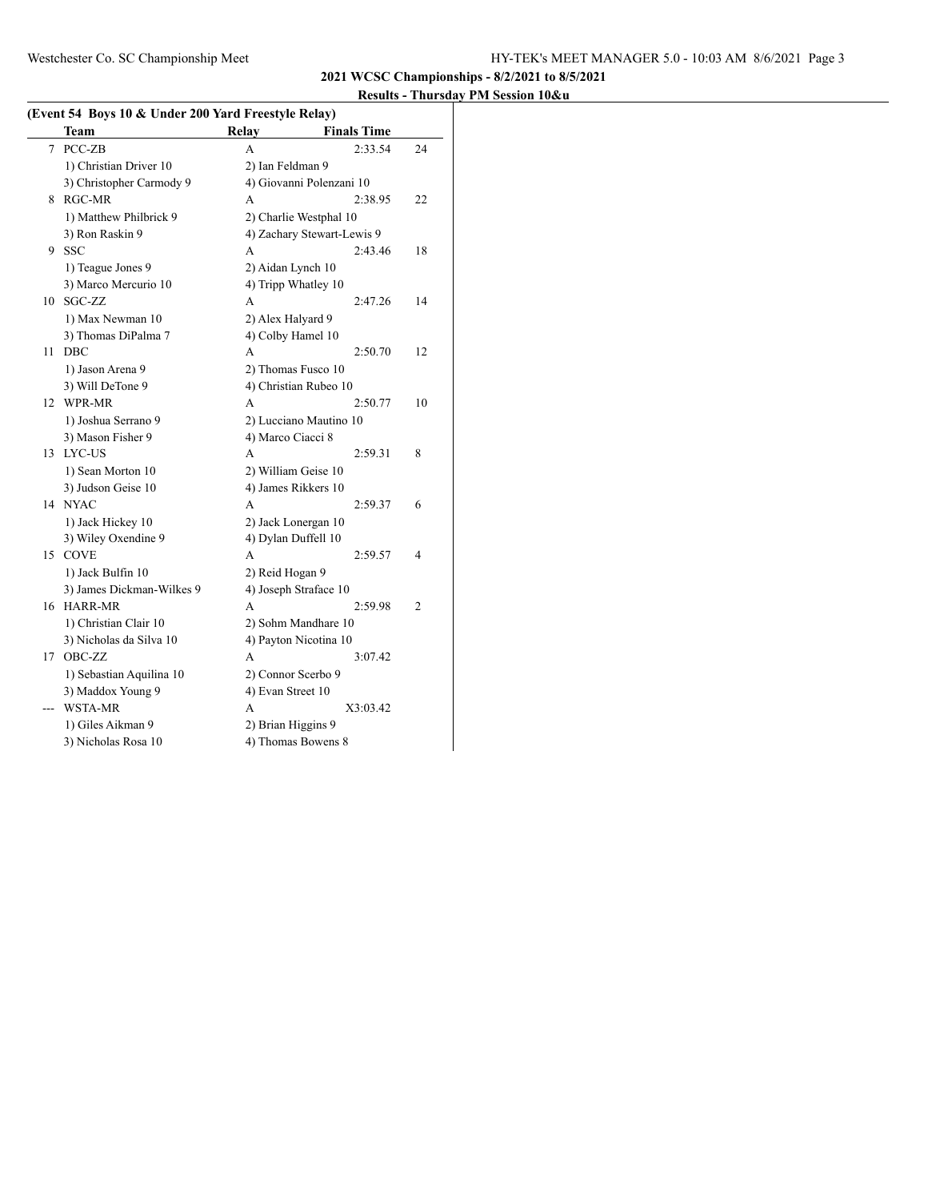## 2021 WCSC Championships - 8/2/2021 to 8/5/2021

### Results - Thursday PM Session 10&u

**(Event 54 Boys 10 & Under 200 Yard Freestyle Relay)**

| | Team | Relay | Finals Time | |
|---|---|---|---|---|
| 7 | PCC-ZB | A | 2:33.54 | 24 |
| | 1) Christian Driver 10 | 2) Ian Feldman 9 | | |
| | 3) Christopher Carmody 9 | 4) Giovanni Polenzani 10 | | |
| 8 | RGC-MR | A | 2:38.95 | 22 |
| | 1) Matthew Philbrick 9 | 2) Charlie Westphal 10 | | |
| | 3) Ron Raskin 9 | 4) Zachary Stewart-Lewis 9 | | |
| 9 | SSC | A | 2:43.46 | 18 |
| | 1) Teague Jones 9 | 2) Aidan Lynch 10 | | |
| | 3) Marco Mercurio 10 | 4) Tripp Whatley 10 | | |
| 10 | SGC-ZZ | A | 2:47.26 | 14 |
| | 1) Max Newman 10 | 2) Alex Halyard 9 | | |
| | 3) Thomas DiPalma 7 | 4) Colby Hamel 10 | | |
| 11 | DBC | A | 2:50.70 | 12 |
| | 1) Jason Arena 9 | 2) Thomas Fusco 10 | | |
| | 3) Will DeTone 9 | 4) Christian Rubeo 10 | | |
| 12 | WPR-MR | A | 2:50.77 | 10 |
| | 1) Joshua Serrano 9 | 2) Lucciano Mautino 10 | | |
| | 3) Mason Fisher 9 | 4) Marco Ciacci 8 | | |
| 13 | LYC-US | A | 2:59.31 | 8 |
| | 1) Sean Morton 10 | 2) William Geise 10 | | |
| | 3) Judson Geise 10 | 4) James Rikkers 10 | | |
| 14 | NYAC | A | 2:59.37 | 6 |
| | 1) Jack Hickey 10 | 2) Jack Lonergan 10 | | |
| | 3) Wiley Oxendine 9 | 4) Dylan Duffell 10 | | |
| 15 | COVE | A | 2:59.57 | 4 |
| | 1) Jack Bulfin 10 | 2) Reid Hogan 9 | | |
| | 3) James Dickman-Wilkes 9 | 4) Joseph Straface 10 | | |
| 16 | HARR-MR | A | 2:59.98 | 2 |
| | 1) Christian Clair 10 | 2) Sohm Mandhare 10 | | |
| | 3) Nicholas da Silva 10 | 4) Payton Nicotina 10 | | |
| 17 | OBC-ZZ | A | 3:07.42 | |
| | 1) Sebastian Aquilina 10 | 2) Connor Scerbo 9 | | |
| | 3) Maddox Young 9 | 4) Evan Street 10 | | |
| --- | WSTA-MR | A | X3:03.42 | |
| | 1) Giles Aikman 9 | 2) Brian Higgins 9 | | |
| | 3) Nicholas Rosa 10 | 4) Thomas Bowens 8 | | |